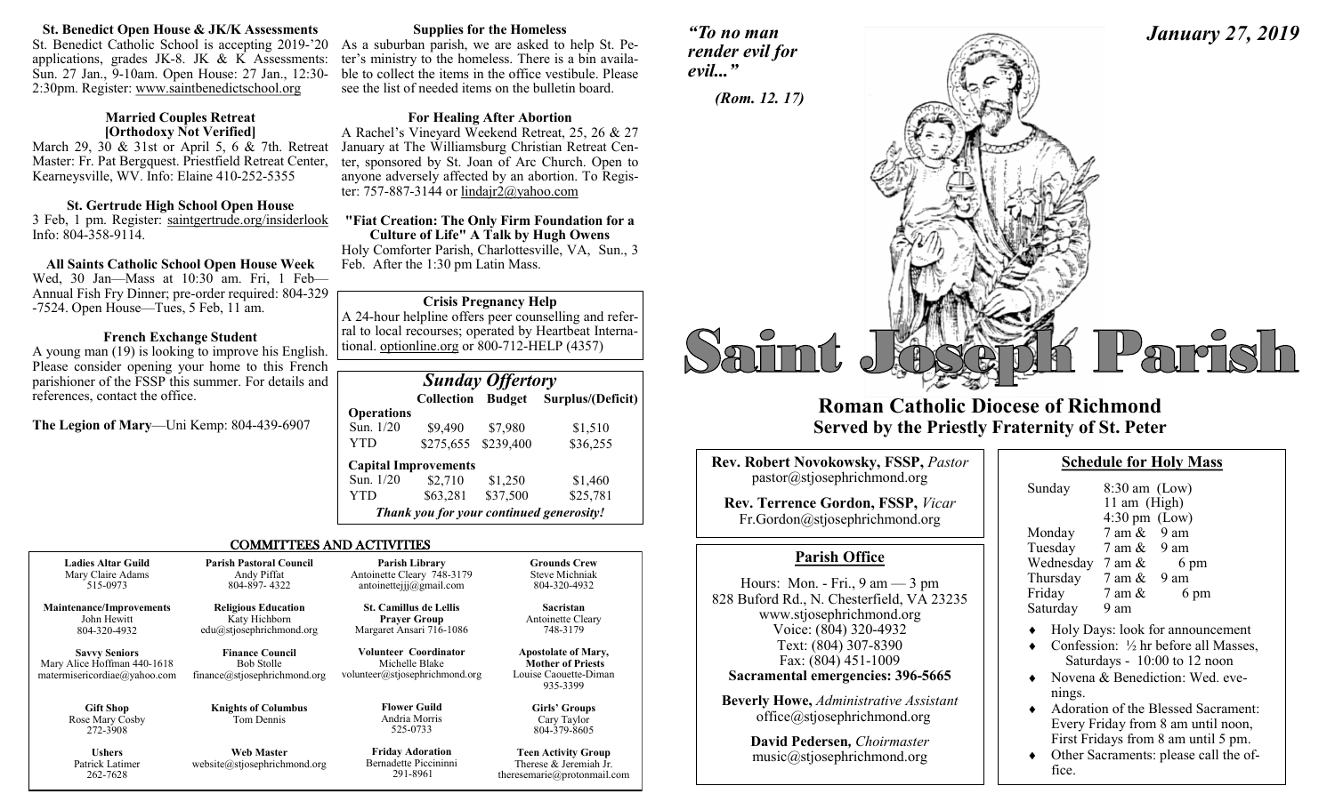# Saint Joseph Parish

*January 27, 2019*

*"To no man render evil for evil..."*

*(Rom. 12. 17)*

## Roman Catholic Diocese of Richmond
## Served by the Priestly Fraternity of St. Peter

**Rev. Robert Novokowsky, FSSP,** *Pastor*
pastor@stjosephrichmond.org

**Rev. Terrence Gordon, FSSP,** *Vicar*
Fr.Gordon@stjosephrichmond.org

### Parish Office

Hours: Mon. - Fri., 9 am — 3 pm
828 Buford Rd., N. Chesterfield, VA 23235
www.stjosephrichmond.org
Voice: (804) 320-4932
Text: (804) 307-8390
Fax: (804) 451-1009
**Sacramental emergencies: 396-5665**

**Beverly Howe,** *Administrative Assistant*
office@stjosephrichmond.org

**David Pedersen,** *Choirmaster*
music@stjosephrichmond.org

### Schedule for Holy Mass

| | |
|---|---|
| Sunday | 8:30 am (Low) |
| | 11 am (High) |
| | 4:30 pm (Low) |
| Monday | 7 am & 9 am |
| Tuesday | 7 am & 9 am |
| Wednesday | 7 am & 6 pm |
| Thursday | 7 am & 9 am |
| Friday | 7 am & 6 pm |
| Saturday | 9 am |

- Holy Days: look for announcement
- Confession: ½ hr before all Masses, Saturdays - 10:00 to 12 noon
- Novena & Benediction: Wed. evenings.
- Adoration of the Blessed Sacrament: Every Friday from 8 am until noon, First Fridays from 8 am until 5 pm.
- Other Sacraments: please call the office.

**St. Benedict Open House & JK/K Assessments**
St. Benedict Catholic School is accepting 2019-'20 applications, grades JK-8. JK & K Assessments: Sun. 27 Jan., 9-10am. Open House: 27 Jan., 12:30-2:30pm. Register: www.saintbenedictschool.org

**Married Couples Retreat [Orthodoxy Not Verified]**
March 29, 30 & 31st or April 5, 6 & 7th. Retreat Master: Fr. Pat Bergquest. Priestfield Retreat Center, Kearneysville, WV. Info: Elaine 410-252-5355

**St. Gertrude High School Open House**
3 Feb, 1 pm. Register: saintgertrude.org/insiderlook Info: 804-358-9114.

**All Saints Catholic School Open House Week**
Wed, 30 Jan—Mass at 10:30 am. Fri, 1 Feb—Annual Fish Fry Dinner; pre-order required: 804-329-7524. Open House—Tues, 5 Feb, 11 am.

**French Exchange Student**
A young man (19) is looking to improve his English. Please consider opening your home to this French parishioner of the FSSP this summer. For details and references, contact the office.

**The Legion of Mary**—Uni Kemp: 804-439-6907

**Supplies for the Homeless**
As a suburban parish, we are asked to help St. Peter's ministry to the homeless. There is a bin available to collect the items in the office vestibule. Please see the list of needed items on the bulletin board.

**For Healing After Abortion**
A Rachel's Vineyard Weekend Retreat, 25, 26 & 27 January at The Williamsburg Christian Retreat Center, sponsored by St. Joan of Arc Church. Open to anyone adversely affected by an abortion. To Register: 757-887-3144 or lindajr2@yahoo.com

**"Fiat Creation: The Only Firm Foundation for a Culture of Life" A Talk by Hugh Owens**
Holy Comforter Parish, Charlottesville, VA, Sun., 3 Feb. After the 1:30 pm Latin Mass.

**Crisis Pregnancy Help**
A 24-hour helpline offers peer counselling and referral to local recourses; operated by Heartbeat International. optionline.org or 800-712-HELP (4357)

### *Sunday Offertory*

| | Collection | Budget | Surplus/(Deficit) |
|---|---|---|---|
| **Operations** | | | |
| Sun. 1/20 | $9,490 | $7,980 | $1,510 |
| YTD | $275,655 | $239,400 | $36,255 |
| **Capital Improvements** | | | |
| Sun. 1/20 | $2,710 | $1,250 | $1,460 |
| YTD | $63,281 | $37,500 | $25,781 |

***Thank you for your continued generosity!***

### COMMITTEES AND ACTIVITIES

| | | | |
|---|---|---|---|
| **Ladies Altar Guild** Mary Claire Adams 515-0973 | **Parish Pastoral Council** Andy Piffat 804-897- 4322 | **Parish Library** Antoinette Cleary 748-3179 antoinettejjj@gmail.com | **Grounds Crew** Steve Michniak 804-320-4932 |
| **Maintenance/Improvements** John Hewitt 804-320-4932 | **Religious Education** Katy Hichborn edu@stjosephrichmond.org | **St. Camillus de Lellis Prayer Group** Margaret Ansari 716-1086 | **Sacristan** Antoinette Cleary 748-3179 |
| **Savvy Seniors** Mary Alice Hoffman 440-1618 matermisericordiae@yahoo.com | **Finance Council** Bob Stolle finance@stjosephrichmond.org | **Volunteer Coordinator** Michelle Blake volunteer@stjosephrichmond.org | **Apostolate of Mary, Mother of Priests** Louise Caouette-Diman 935-3399 |
| **Gift Shop** Rose Mary Cosby 272-3908 | **Knights of Columbus** Tom Dennis | **Flower Guild** Andria Morris 525-0733 | **Girls' Groups** Cary Taylor 804-379-8605 |
| **Ushers** Patrick Latimer 262-7628 | **Web Master** website@stjosephrichmond.org | **Friday Adoration** Bernadette Piccininni 291-8961 | **Teen Activity Group** Therese & Jeremiah Jr. theresemarie@protonmail.com |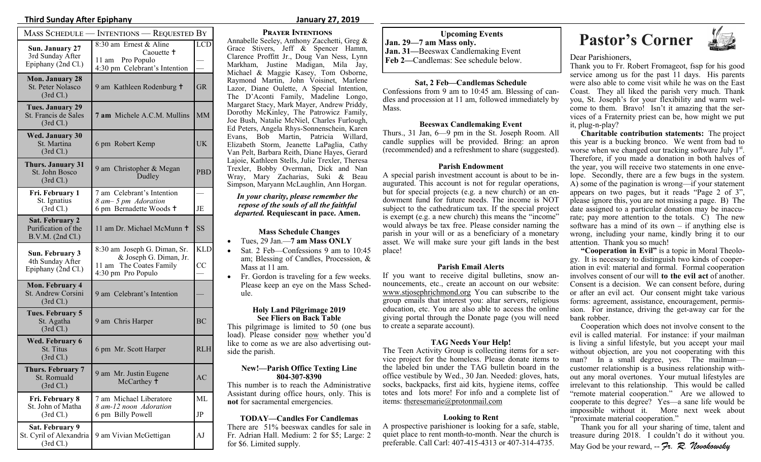**Third Sunday After Epiphany** **January 27, 2019**

| Mass Schedule — Intentions — Requested By | | |
|---|---|---|
| **Sun. January 27** 3rd Sunday After Epiphany (2nd Cl.) | 8:30 am Ernest & Aline Caouette ✝ 11 am Pro Populo 4:30 pm Celebrant's Intention | LCD — — |
| **Mon. January 28** St. Peter Nolasco (3rd Cl.) | 9 am Kathleen Rodenburg ✝ | GR |
| **Tues. January 29** St. Francis de Sales (3rd Cl.) | **7 am** Michele A.C.M. Mullins | MM |
| **Wed. January 30** St. Martina (3rd Cl.) | 6 pm Robert Kemp | UK |
| **Thurs. January 31** St. John Bosco (3rd Cl.) | 9 am Christopher & Megan Dudley | PBD |
| **Fri. February 1** St. Ignatius (3rd Cl.) | 7 am Celebrant's Intention *8 am– 5 pm Adoration* 6 pm Bernadette Woods ✝ | — JE |
| **Sat. February 2** Purification of the B.V.M. (2nd Cl.) | 11 am Dr. Michael McMunn ✝ | SS |
| **Sun. February 3** 4th Sunday After Epiphany (2nd Cl.) | 8:30 am Joseph G. Diman, Sr. & Joseph G. Diman, Jr. 11 am The Coates Family 4:30 pm Pro Populo | KLD CC — |
| **Mon. February 4** St. Andrew Corsini (3rd Cl.) | 9 am Celebrant's Intention | — |
| **Tues. February 5** St. Agatha (3rd Cl.) | 9 am Chris Harper | BC |
| **Wed. February 6** St. Titus (3rd Cl.) | 6 pm Mr. Scott Harper | RLH |
| **Thurs. February 7** St. Romuald (3rd Cl.) | 9 am Mr. Justin Eugene McCarthey ✝ | AC |
| **Fri. February 8** St. John of Matha (3rd Cl.) | 7 am Michael Liberatore *8 am-12 noon Adoration* 6 pm Billy Powell | ML JP |
| **Sat. February 9** St. Cyril of Alexandria (3rd Cl.) | 9 am Vivian McGettigan | AJ |

**Prayer Intentions**

Annabelle Seeley, Anthony Zacchetti, Greg & Grace Stivers, Jeff & Spencer Hamm, Clarence Proffitt Jr., Doug Van Ness, Lynn Markham, Justine Madigan, Mila Jay, Michael & Maggie Kasey, Tom Osborne, Raymond Martin, John Voisinet, Marlene Lazor, Diane Oulette, A Special Intention, The D'Aconti Family, Madeline Longo, Margaret Stacy, Mark Mayer, Andrew Priddy, Dorothy McKinley, The Patrowicz Family, Joe Bush, Natalie McNiel, Charles Furlough, Ed Peters, Angela Rhys-Sonnenschein, Karen Evans, Bob Martin, Patricia Willard, Elizabeth Storm, Jeanette LaPaglia, Cathy Van Pelt, Barbara Reith, Diane Hayes, Gerard Lajoie, Kathleen Stells, Julie Trexler, Theresa Trexler, Bobby Overman, Dick and Nan Wray, Mary Zacharias, Suki & Beau Simpson, Maryann McLaughlin, Ann Horgan.

***In your charity, please remember the repose of the souls of all the faithful departed.* Requiescant in pace. Amen.**

**Mass Schedule Changes**

- Tues, 29 Jan.—**7 am Mass ONLY**
- Sat. 2 Feb—Confessions 9 am to 10:45 am; Blessing of Candles, Procession, & Mass at 11 am.
- Fr. Gordon is traveling for a few weeks. Please keep an eye on the Mass Schedule.

**Holy Land Pilgrimage 2019**
**See Fliers on Back Table**

This pilgrimage is limited to 50 (one bus load). Please consider now whether you'd like to come as we are also advertising outside the parish.

**New!—Parish Office Texting Line**
**804-307-8390**

This number is to reach the Administrative Assistant during office hours, only. This is **not** for sacramental emergencies.

**TODAY—Candles For Candlemas**

There are 51% beeswax candles for sale in Fr. Adrian Hall. Medium: 2 for $5; Large: 2 for $6. Limited supply.

**Upcoming Events**
**Jan. 29—7 am Mass only.**
**Jan. 31—**Beeswax Candlemaking Event
**Feb 2—**Candlemas: See schedule below.

**Sat, 2 Feb—Candlemas Schedule**

Confessions from 9 am to 10:45 am. Blessing of candles and procession at 11 am, followed immediately by Mass.

**Beeswax Candlemaking Event**

Thurs., 31 Jan, 6—9 pm in the St. Joseph Room. All candle supplies will be provided. Bring: an apron (recommended) and a refreshment to share (suggested).

**Parish Endowment**

A special parish investment account is about to be inaugurated. This account is not for regular operations, but for special projects (e.g. a new church) or an endowment fund for future needs. The income is NOT subject to the cathedraticum tax. If the special project is exempt (e.g. a new church) this means the "income" would always be tax free. Please consider naming the parish in your will or as a beneficiary of a monetary asset. We will make sure your gift lands in the best place!

**Parish Email Alerts**

If you want to receive digital bulletins, snow announcements, etc., create an account on our website: www.stjosephrichmond.org You can subscribe to the group emails that interest you: altar servers, religious education, etc. You are also able to access the online giving portal through the Donate page (you will need to create a separate account).

**TAG Needs Your Help!**

The Teen Activity Group is collecting items for a service project for the homeless. Please donate items to the labeled bin under the TAG bulletin board in the office vestibule by Wed., 30 Jan. Needed: gloves, hats, socks, backpacks, first aid kits, hygiene items, coffee totes and lots more! For info and a complete list of items: theresemarie@protonmail.com

**Looking to Rent**

A prospective parishioner is looking for a safe, stable, quiet place to rent month-to-month. Near the church is preferable. Call Carl: 407-415-4313 or 407-314-4735.

# Pastor's Corner

Dear Parishioners,

Thank you to Fr. Robert Fromageot, fssp for his good service among us for the past 11 days. His parents were also able to come visit while he was on the East Coast. They all liked the parish very much. Thank you, St. Joseph's for your flexibility and warm welcome to them. Bravo! Isn't it amazing that the services of a Fraternity priest can be, how might we put it, plug-n-play?

**Charitable contribution statements:** The project this year is a bucking bronco. We went from bad to worse when we changed our tracking software July 1st. Therefore, if you made a donation in both halves of the year, you will receive two statements in one envelope. Secondly, there are a few bugs in the system. A) some of the pagination is wrong—if your statement appears on two pages, but it reads "Page 2 of 3", please ignore this, you are not missing a page. B) The date assigned to a particular donation may be inaccurate; pay more attention to the totals. C) The new software has a mind of its own – if anything else is wrong, including your name, kindly bring it to our attention. Thank you so much!

**"Cooperation in Evil"** is a topic in Moral Theology. It is necessary to distinguish two kinds of cooperation in evil: material and formal. Formal cooperation involves consent of our will **to the evil act** of another. Consent is a decision. We can consent before, during or after an evil act. Our consent might take various forms: agreement, assistance, encouragement, permission. For instance, driving the get-away car for the bank robber.

Cooperation which does not involve consent to the evil is called material. For instance: if your mailman is living a sinful lifestyle, but you accept your mail without objection, are you not cooperating with this man? In a small degree, yes. The mailman—customer relationship is a business relationship without any moral overtones. Your mutual lifestyles are irrelevant to this relationship. This would be called "remote material cooperation." Are we allowed to cooperate to this degree? Yes—a sane life would be impossible without it. More next week about "proximate material cooperation."

Thank you for all your sharing of time, talent and treasure during 2018. I couldn't do it without you.

May God be your reward, --*Fr. R. Novokowsky*